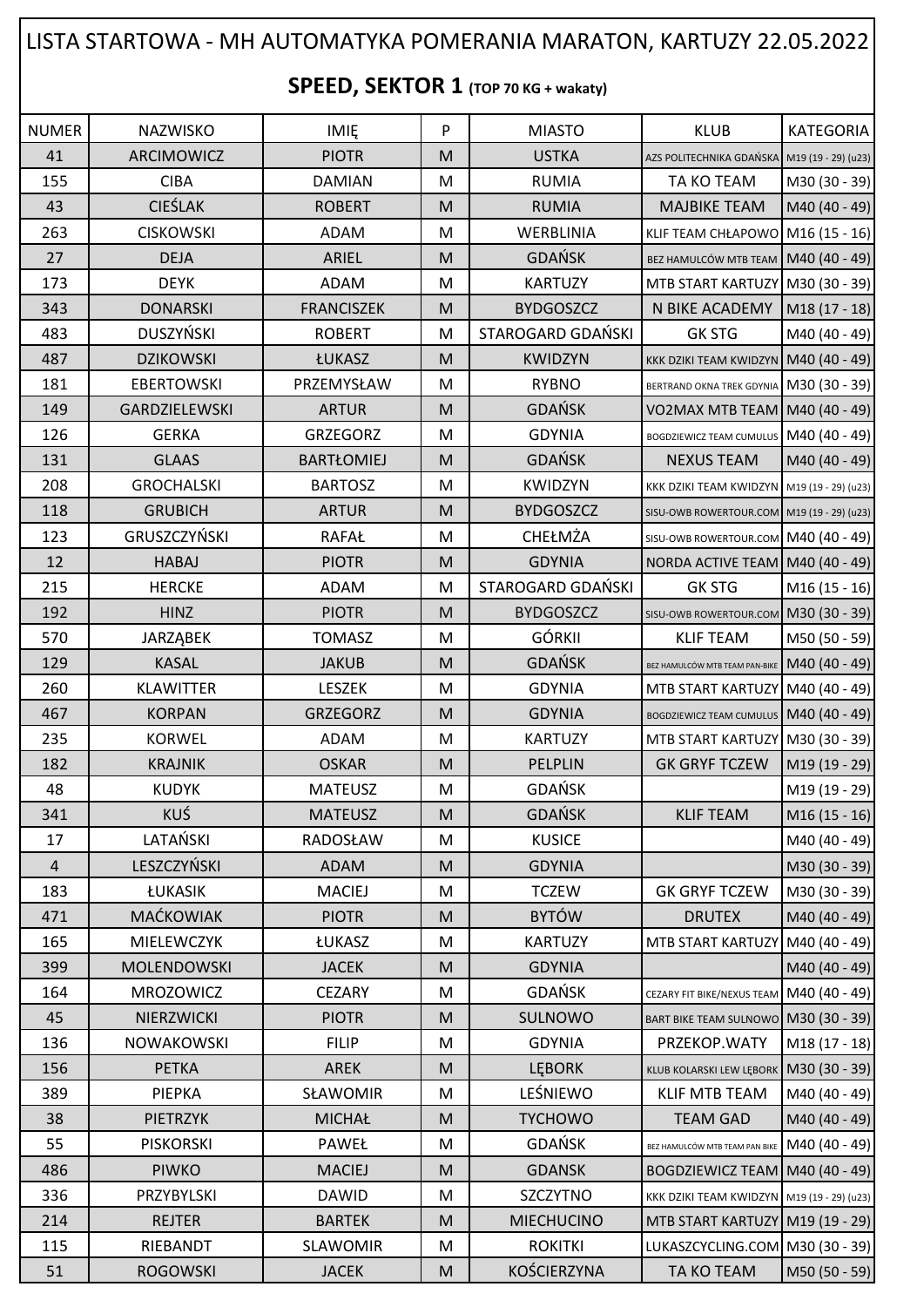# LISTA STARTOWA - MH AUTOMATYKA POMERANIA MARATON, KARTUZY 22.05.2022

## SPEED, SEKTOR 1 (TOP 70 KG + wakaty)

| NUMER | NAZWISKO | IMIĘ | P | MIASTO | KLUB | KATEGORIA |
|---|---|---|---|---|---|---|
| 41 | ARCIMOWICZ | PIOTR | M | USTKA | AZS POLITECHNIKA GDAŃSKA | M19 (19 - 29) (u23) |
| 155 | CIBA | DAMIAN | M | RUMIA | TA KO TEAM | M30 (30 - 39) |
| 43 | CIEŚLAK | ROBERT | M | RUMIA | MAJBIKE TEAM | M40 (40 - 49) |
| 263 | CISKOWSKI | ADAM | M | WERBLINIA | KLIF TEAM CHŁAPOWO | M16 (15 - 16) |
| 27 | DEJA | ARIEL | M | GDAŃSK | BEZ HAMULCÓW MTB TEAM | M40 (40 - 49) |
| 173 | DEYK | ADAM | M | KARTUZY | MTB START KARTUZY | M30 (30 - 39) |
| 343 | DONARSKI | FRANCISZEK | M | BYDGOSZCZ | N BIKE ACADEMY | M18 (17 - 18) |
| 483 | DUSZYŃSKI | ROBERT | M | STAROGARD GDAŃSKI | GK STG | M40 (40 - 49) |
| 487 | DZIKOWSKI | ŁUKASZ | M | KWIDZYN | KKK DZIKI TEAM KWIDZYN | M40 (40 - 49) |
| 181 | EBERTOWSKI | PRZEMYSŁAW | M | RYBNO | BERTRAND OKNA TREK GDYNIA | M30 (30 - 39) |
| 149 | GARDZIELEWSKI | ARTUR | M | GDAŃSK | VO2MAX MTB TEAM | M40 (40 - 49) |
| 126 | GERKA | GRZEGORZ | M | GDYNIA | BOGDZIEWICZ TEAM CUMULUS | M40 (40 - 49) |
| 131 | GLAAS | BARTŁOMIEJ | M | GDAŃSK | NEXUS TEAM | M40 (40 - 49) |
| 208 | GROCHALSKI | BARTOSZ | M | KWIDZYN | KKK DZIKI TEAM KWIDZYN | M19 (19 - 29) (u23) |
| 118 | GRUBICH | ARTUR | M | BYDGOSZCZ | SISU-OWB ROWERTOUR.COM | M19 (19 - 29) (u23) |
| 123 | GRUSZCZYŃSKI | RAFAŁ | M | CHEŁMŻA | SISU-OWB ROWERTOUR.COM | M40 (40 - 49) |
| 12 | HABAJ | PIOTR | M | GDYNIA | NORDA ACTIVE TEAM | M40 (40 - 49) |
| 215 | HERCKE | ADAM | M | STAROGARD GDAŃSKI | GK STG | M16 (15 - 16) |
| 192 | HINZ | PIOTR | M | BYDGOSZCZ | SISU-OWB ROWERTOUR.COM | M30 (30 - 39) |
| 570 | JARZĄBEK | TOMASZ | M | GÓRKII | KLIF TEAM | M50 (50 - 59) |
| 129 | KASAL | JAKUB | M | GDAŃSK | BEZ HAMULCÓW MTB TEAM PAN-BIKE | M40 (40 - 49) |
| 260 | KLAWITTER | LESZEK | M | GDYNIA | MTB START KARTUZY | M40 (40 - 49) |
| 467 | KORPAN | GRZEGORZ | M | GDYNIA | BOGDZIEWICZ TEAM CUMULUS | M40 (40 - 49) |
| 235 | KORWEL | ADAM | M | KARTUZY | MTB START KARTUZY | M30 (30 - 39) |
| 182 | KRAJNIK | OSKAR | M | PELPLIN | GK GRYF TCZEW | M19 (19 - 29) |
| 48 | KUDYK | MATEUSZ | M | GDAŃSK | | M19 (19 - 29) |
| 341 | KUŚ | MATEUSZ | M | GDAŃSK | KLIF TEAM | M16 (15 - 16) |
| 17 | LATAŃSKI | RADOSŁAW | M | KUSICE | | M40 (40 - 49) |
| 4 | LESZCZYŃSKI | ADAM | M | GDYNIA | | M30 (30 - 39) |
| 183 | ŁUKASIK | MACIEJ | M | TCZEW | GK GRYF TCZEW | M30 (30 - 39) |
| 471 | MAĆKOWIAK | PIOTR | M | BYTÓW | DRUTEX | M40 (40 - 49) |
| 165 | MIELEWCZYK | ŁUKASZ | M | KARTUZY | MTB START KARTUZY | M40 (40 - 49) |
| 399 | MOLENDOWSKI | JACEK | M | GDYNIA | | M40 (40 - 49) |
| 164 | MROZOWICZ | CEZARY | M | GDAŃSK | CEZARY FIT BIKE/NEXUS TEAM | M40 (40 - 49) |
| 45 | NIERZWICKI | PIOTR | M | SULNOWO | BART BIKE TEAM SULNOWO | M30 (30 - 39) |
| 136 | NOWAKOWSKI | FILIP | M | GDYNIA | PRZEKOP.WATY | M18 (17 - 18) |
| 156 | PETKA | AREK | M | LĘBORK | KLUB KOLARSKI LEW LĘBORK | M30 (30 - 39) |
| 389 | PIEPKA | SŁAWOMIR | M | LEŚNIEWO | KLIF MTB TEAM | M40 (40 - 49) |
| 38 | PIETRZYK | MICHAŁ | M | TYCHOWO | TEAM GAD | M40 (40 - 49) |
| 55 | PISKORSKI | PAWEŁ | M | GDAŃSK | BEZ HAMULCÓW MTB TEAM PAN BIKE | M40 (40 - 49) |
| 486 | PIWKO | MACIEJ | M | GDANSK | BOGDZIEWICZ TEAM | M40 (40 - 49) |
| 336 | PRZYBYLSKI | DAWID | M | SZCZYTNO | KKK DZIKI TEAM KWIDZYN | M19 (19 - 29) (u23) |
| 214 | REJTER | BARTEK | M | MIECHUCINO | MTB START KARTUZY | M19 (19 - 29) |
| 115 | RIEBANDT | SLAWOMIR | M | ROKITKI | LUKASZCYCLING.COM | M30 (30 - 39) |
| 51 | ROGOWSKI | JACEK | M | KOŚCIERZYNA | TA KO TEAM | M50 (50 - 59) |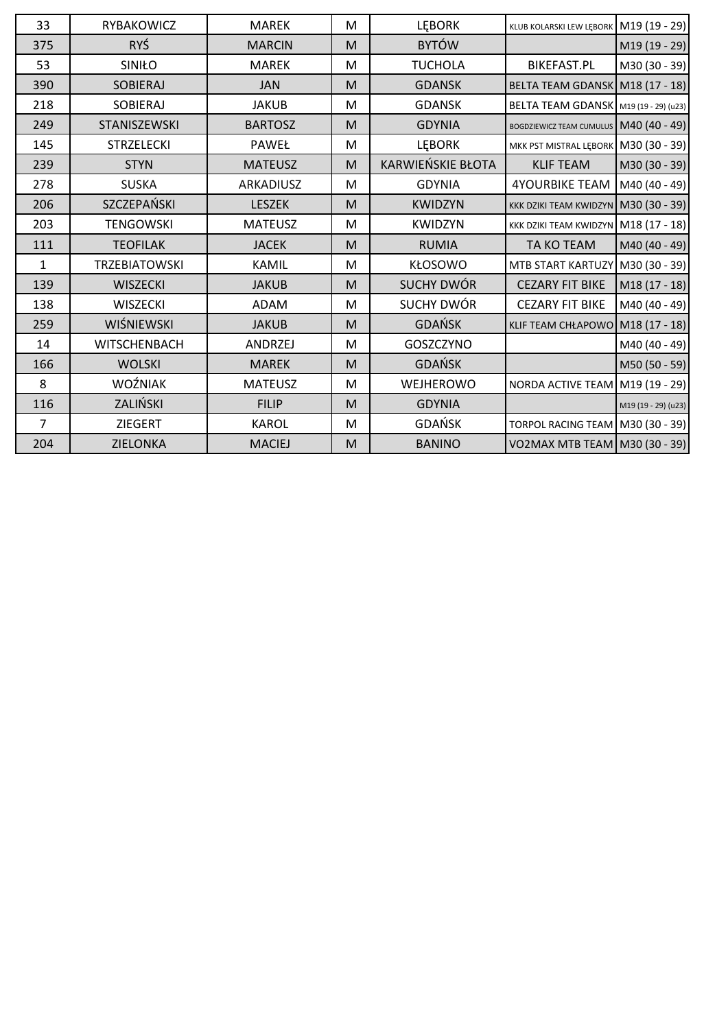| | | | | | | |
|---|---|---|---|---|---|---|
| 33 | RYBAKOWICZ | MAREK | M | LĘBORK | KLUB KOLARSKI LEW LĘBORK | M19 (19 - 29) |
| 375 | RYŚ | MARCIN | M | BYTÓW | | M19 (19 - 29) |
| 53 | SINIŁO | MAREK | M | TUCHOLA | BIKEFAST.PL | M30 (30 - 39) |
| 390 | SOBIERAJ | JAN | M | GDANSK | BELTA TEAM GDANSK | M18 (17 - 18) |
| 218 | SOBIERAJ | JAKUB | M | GDANSK | BELTA TEAM GDANSK | M19 (19 - 29) (u23) |
| 249 | STANISZEWSKI | BARTOSZ | M | GDYNIA | BOGDZIEWICZ TEAM CUMULUS | M40 (40 - 49) |
| 145 | STRZELECKI | PAWEŁ | M | LĘBORK | MKK PST MISTRAL LĘBORK | M30 (30 - 39) |
| 239 | STYN | MATEUSZ | M | KARWIEŃSKIE BŁOTA | KLIF TEAM | M30 (30 - 39) |
| 278 | SUSKA | ARKADIUSZ | M | GDYNIA | 4YOURBIKE TEAM | M40 (40 - 49) |
| 206 | SZCZEPAŃSKI | LESZEK | M | KWIDZYN | KKK DZIKI TEAM KWIDZYN | M30 (30 - 39) |
| 203 | TENGOWSKI | MATEUSZ | M | KWIDZYN | KKK DZIKI TEAM KWIDZYN | M18 (17 - 18) |
| 111 | TEOFILAK | JACEK | M | RUMIA | TA KO TEAM | M40 (40 - 49) |
| 1 | TRZEBIATOWSKI | KAMIL | M | KŁOSOWO | MTB START KARTUZY | M30 (30 - 39) |
| 139 | WISZECKI | JAKUB | M | SUCHY DWÓR | CEZARY FIT BIKE | M18 (17 - 18) |
| 138 | WISZECKI | ADAM | M | SUCHY DWÓR | CEZARY FIT BIKE | M40 (40 - 49) |
| 259 | WIŚNIEWSKI | JAKUB | M | GDAŃSK | KLIF TEAM CHŁAPOWO | M18 (17 - 18) |
| 14 | WITSCHENBACH | ANDRZEJ | M | GOSZCZYNO | | M40 (40 - 49) |
| 166 | WOLSKI | MAREK | M | GDAŃSK | | M50 (50 - 59) |
| 8 | WOŹNIAK | MATEUSZ | M | WEJHEROWO | NORDA ACTIVE TEAM | M19 (19 - 29) |
| 116 | ZALIŃSKI | FILIP | M | GDYNIA | | M19 (19 - 29) (u23) |
| 7 | ZIEGERT | KAROL | M | GDAŃSK | TORPOL RACING TEAM | M30 (30 - 39) |
| 204 | ZIELONKA | MACIEJ | M | BANINO | VO2MAX MTB TEAM | M30 (30 - 39) |